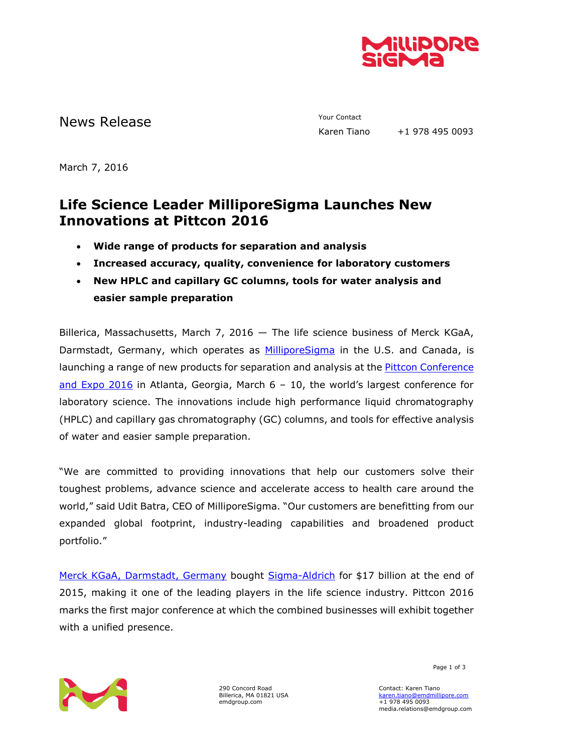News Release

Your Contact
Karen Tiano +1 978 495 0093

March 7, 2016

# Life Science Leader MilliporeSigma Launches New Innovations at Pittcon 2016

- **Wide range of products for separation and analysis**
- **Increased accuracy, quality, convenience for laboratory customers**
- **New HPLC and capillary GC columns, tools for water analysis and easier sample preparation**

Billerica, Massachusetts, March 7, 2016 — The life science business of Merck KGaA, Darmstadt, Germany, which operates as MilliporeSigma in the U.S. and Canada, is launching a range of new products for separation and analysis at the Pittcon Conference and Expo 2016 in Atlanta, Georgia, March 6 – 10, the world's largest conference for laboratory science. The innovations include high performance liquid chromatography (HPLC) and capillary gas chromatography (GC) columns, and tools for effective analysis of water and easier sample preparation.

"We are committed to providing innovations that help our customers solve their toughest problems, advance science and accelerate access to health care around the world," said Udit Batra, CEO of MilliporeSigma. "Our customers are benefitting from our expanded global footprint, industry-leading capabilities and broadened product portfolio."

Merck KGaA, Darmstadt, Germany bought Sigma-Aldrich for $17 billion at the end of 2015, making it one of the leading players in the life science industry. Pittcon 2016 marks the first major conference at which the combined businesses will exhibit together with a unified presence.

290 Concord Road
Billerica, MA 01821 USA
emdgroup.com

Contact: Karen Tiano
karen.tiano@emdmillipore.com
+1 978 495 0093
media.relations@emdgroup.com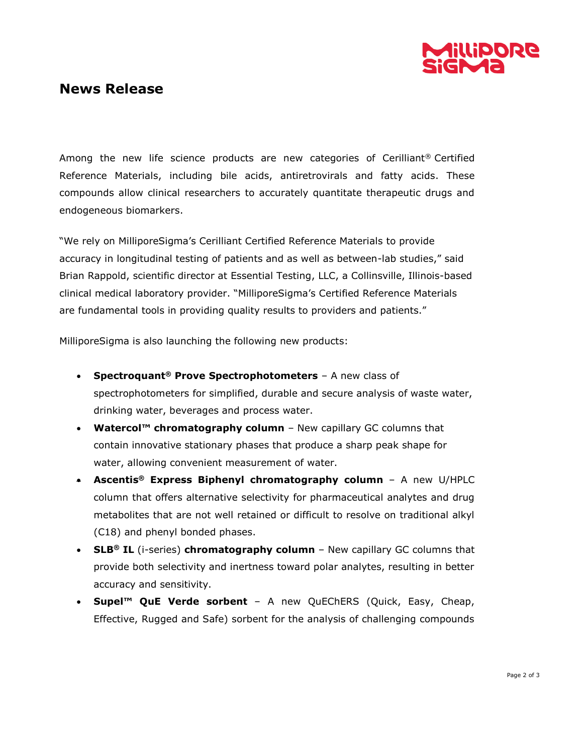## News Release

Among the new life science products are new categories of Cerilliant® Certified Reference Materials, including bile acids, antiretrovirals and fatty acids. These compounds allow clinical researchers to accurately quantitate therapeutic drugs and endogeneous biomarkers.

"We rely on MilliporeSigma's Cerilliant Certified Reference Materials to provide accuracy in longitudinal testing of patients and as well as between-lab studies," said Brian Rappold, scientific director at Essential Testing, LLC, a Collinsville, Illinois-based clinical medical laboratory provider. "MilliporeSigma's Certified Reference Materials are fundamental tools in providing quality results to providers and patients."

MilliporeSigma is also launching the following new products:

- **Spectroquant® Prove Spectrophotometers** – A new class of spectrophotometers for simplified, durable and secure analysis of waste water, drinking water, beverages and process water.
- **Watercol™ chromatography column** – New capillary GC columns that contain innovative stationary phases that produce a sharp peak shape for water, allowing convenient measurement of water.
- **Ascentis® Express Biphenyl chromatography column** – A new U/HPLC column that offers alternative selectivity for pharmaceutical analytes and drug metabolites that are not well retained or difficult to resolve on traditional alkyl (C18) and phenyl bonded phases.
- **SLB® IL** (i-series) **chromatography column** – New capillary GC columns that provide both selectivity and inertness toward polar analytes, resulting in better accuracy and sensitivity.
- **Supel™ QuE Verde sorbent** – A new QuEChERS (Quick, Easy, Cheap, Effective, Rugged and Safe) sorbent for the analysis of challenging compounds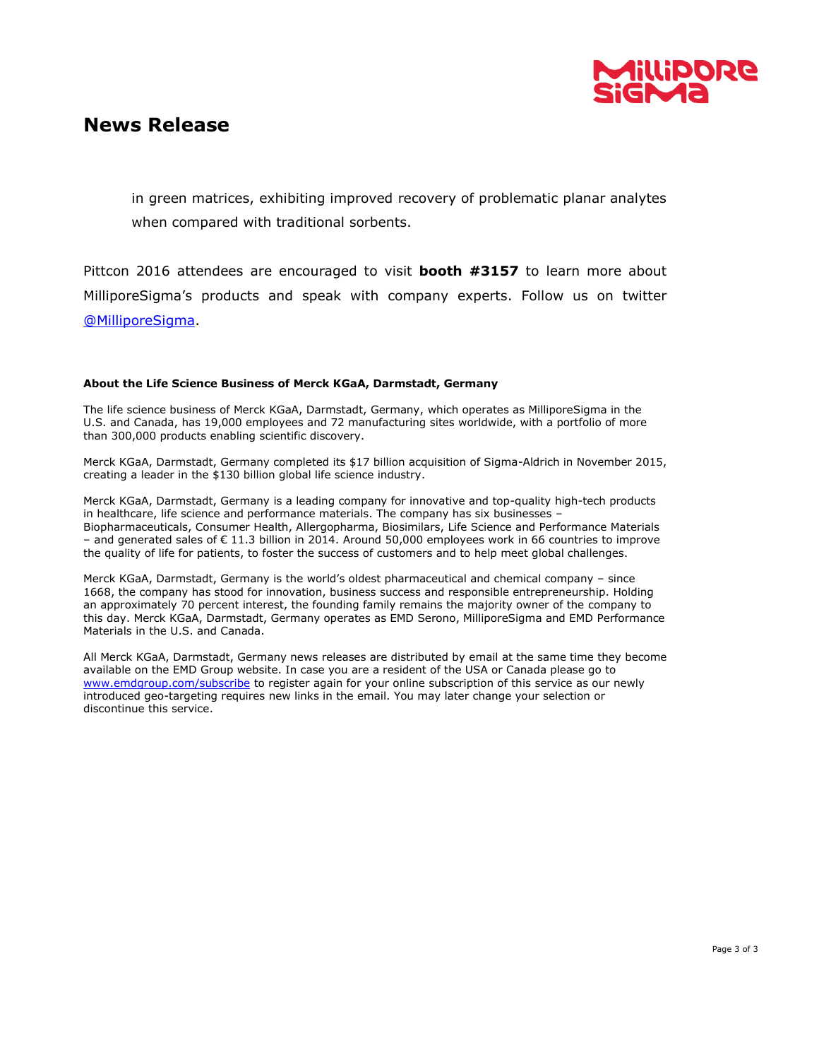in green matrices, exhibiting improved recovery of problematic planar analytes when compared with traditional sorbents.

Pittcon 2016 attendees are encouraged to visit **booth #3157** to learn more about MilliporeSigma's products and speak with company experts. Follow us on twitter @MilliporeSigma.

**About the Life Science Business of Merck KGaA, Darmstadt, Germany**

The life science business of Merck KGaA, Darmstadt, Germany, which operates as MilliporeSigma in the U.S. and Canada, has 19,000 employees and 72 manufacturing sites worldwide, with a portfolio of more than 300,000 products enabling scientific discovery.

Merck KGaA, Darmstadt, Germany completed its $17 billion acquisition of Sigma-Aldrich in November 2015, creating a leader in the $130 billion global life science industry.

Merck KGaA, Darmstadt, Germany is a leading company for innovative and top-quality high-tech products in healthcare, life science and performance materials. The company has six businesses – Biopharmaceuticals, Consumer Health, Allergopharma, Biosimilars, Life Science and Performance Materials – and generated sales of € 11.3 billion in 2014. Around 50,000 employees work in 66 countries to improve the quality of life for patients, to foster the success of customers and to help meet global challenges.

Merck KGaA, Darmstadt, Germany is the world's oldest pharmaceutical and chemical company – since 1668, the company has stood for innovation, business success and responsible entrepreneurship. Holding an approximately 70 percent interest, the founding family remains the majority owner of the company to this day. Merck KGaA, Darmstadt, Germany operates as EMD Serono, MilliporeSigma and EMD Performance Materials in the U.S. and Canada.

All Merck KGaA, Darmstadt, Germany news releases are distributed by email at the same time they become available on the EMD Group website. In case you are a resident of the USA or Canada please go to www.emdgroup.com/subscribe to register again for your online subscription of this service as our newly introduced geo-targeting requires new links in the email. You may later change your selection or discontinue this service.